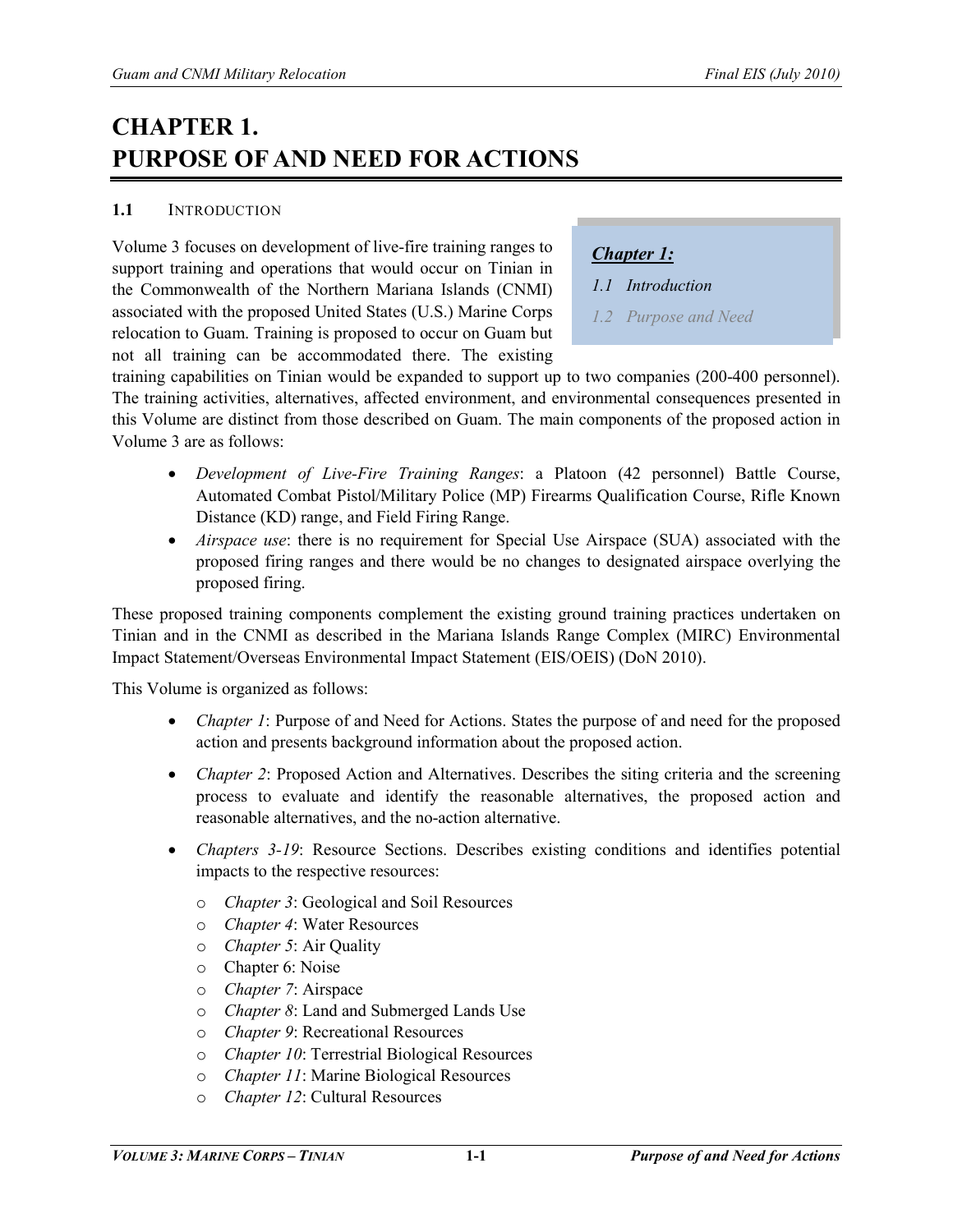# CHAPTER 1.
# PURPOSE OF AND NEED FOR ACTIONS

## 1.1 INTRODUCTION

> ***Chapter 1:***
>
> *1.1 Introduction*
>
> *1.2 Purpose and Need*

Volume 3 focuses on development of live-fire training ranges to support training and operations that would occur on Tinian in the Commonwealth of the Northern Mariana Islands (CNMI) associated with the proposed United States (U.S.) Marine Corps relocation to Guam. Training is proposed to occur on Guam but not all training can be accommodated there. The existing training capabilities on Tinian would be expanded to support up to two companies (200-400 personnel). The training activities, alternatives, affected environment, and environmental consequences presented in this Volume are distinct from those described on Guam. The main components of the proposed action in Volume 3 are as follows:

- *Development of Live-Fire Training Ranges*: a Platoon (42 personnel) Battle Course, Automated Combat Pistol/Military Police (MP) Firearms Qualification Course, Rifle Known Distance (KD) range, and Field Firing Range.
- *Airspace use*: there is no requirement for Special Use Airspace (SUA) associated with the proposed firing ranges and there would be no changes to designated airspace overlying the proposed firing.

These proposed training components complement the existing ground training practices undertaken on Tinian and in the CNMI as described in the Mariana Islands Range Complex (MIRC) Environmental Impact Statement/Overseas Environmental Impact Statement (EIS/OEIS) (DoN 2010).

This Volume is organized as follows:

- *Chapter 1*: Purpose of and Need for Actions. States the purpose of and need for the proposed action and presents background information about the proposed action.
- *Chapter 2*: Proposed Action and Alternatives. Describes the siting criteria and the screening process to evaluate and identify the reasonable alternatives, the proposed action and reasonable alternatives, and the no-action alternative.
- *Chapters 3-19*: Resource Sections. Describes existing conditions and identifies potential impacts to the respective resources:
    - *Chapter 3*: Geological and Soil Resources
    - *Chapter 4*: Water Resources
    - *Chapter 5*: Air Quality
    - Chapter 6: Noise
    - *Chapter 7*: Airspace
    - *Chapter 8*: Land and Submerged Lands Use
    - *Chapter 9*: Recreational Resources
    - *Chapter 10*: Terrestrial Biological Resources
    - *Chapter 11*: Marine Biological Resources
    - *Chapter 12*: Cultural Resources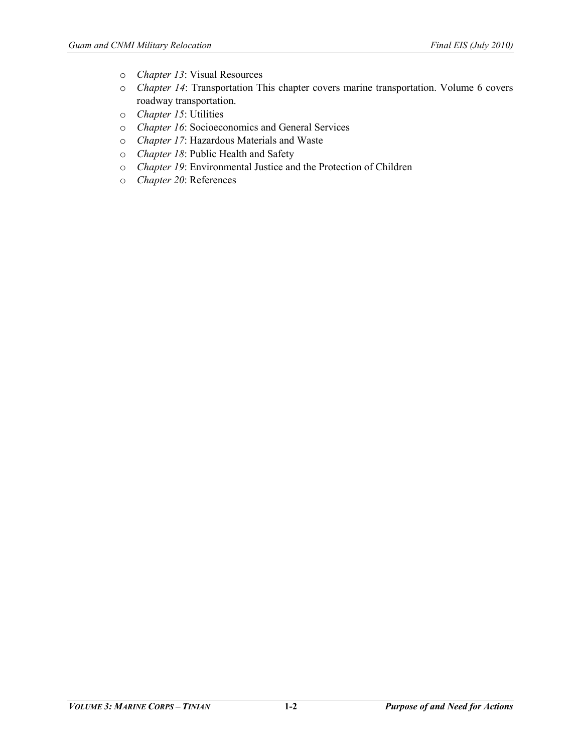- *Chapter 13*: Visual Resources
- *Chapter 14*: Transportation This chapter covers marine transportation. Volume 6 covers roadway transportation.
- *Chapter 15*: Utilities
- *Chapter 16*: Socioeconomics and General Services
- *Chapter 17*: Hazardous Materials and Waste
- *Chapter 18*: Public Health and Safety
- *Chapter 19*: Environmental Justice and the Protection of Children
- *Chapter 20*: References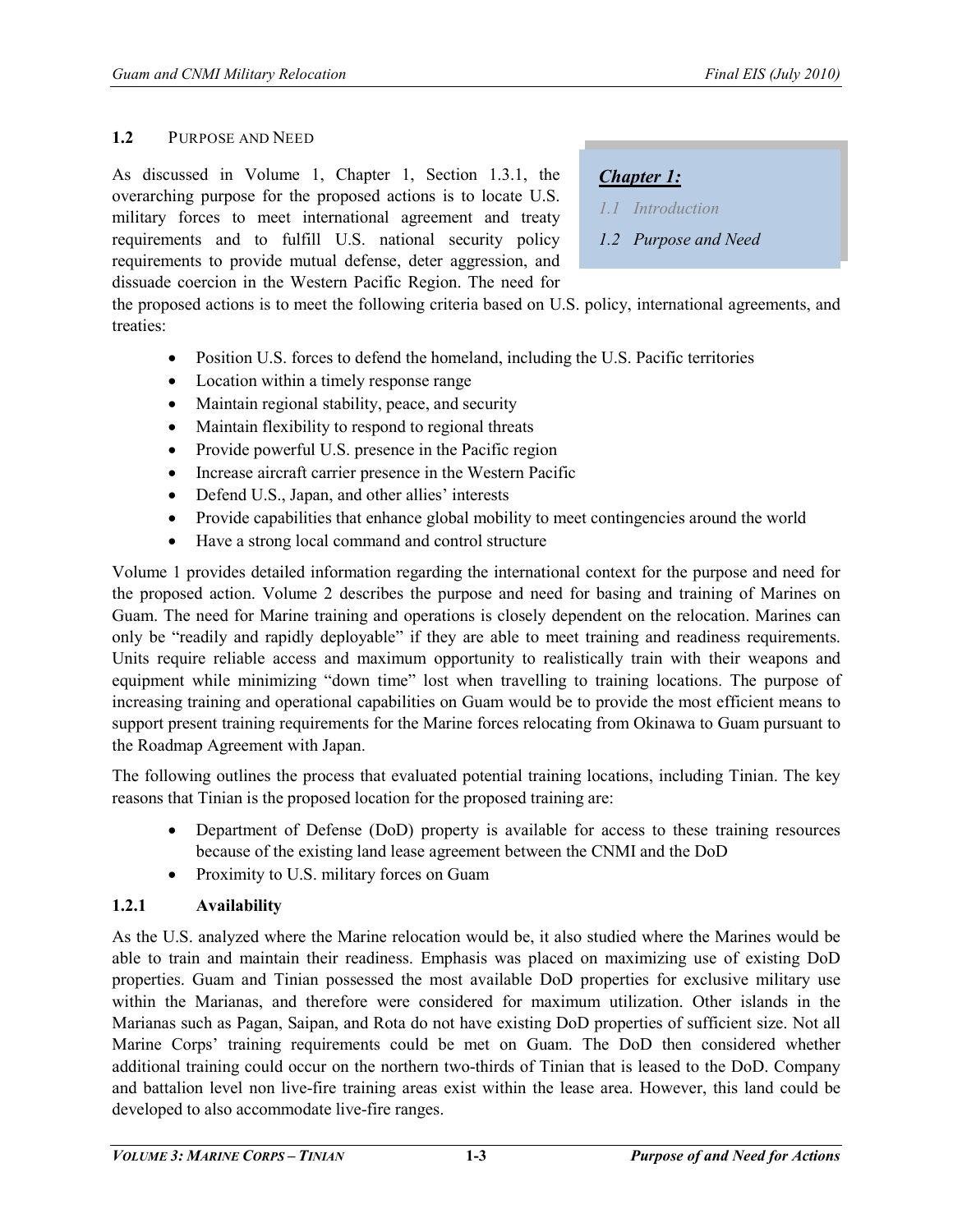## 1.2 PURPOSE AND NEED

As discussed in Volume 1, Chapter 1, Section 1.3.1, the overarching purpose for the proposed actions is to locate U.S. military forces to meet international agreement and treaty requirements and to fulfill U.S. national security policy requirements to provide mutual defense, deter aggression, and dissuade coercion in the Western Pacific Region. The need for the proposed actions is to meet the following criteria based on U.S. policy, international agreements, and treaties:

> ***Chapter 1:***
>
> *1.1 Introduction*
>
> *1.2 Purpose and Need*

- Position U.S. forces to defend the homeland, including the U.S. Pacific territories
- Location within a timely response range
- Maintain regional stability, peace, and security
- Maintain flexibility to respond to regional threats
- Provide powerful U.S. presence in the Pacific region
- Increase aircraft carrier presence in the Western Pacific
- Defend U.S., Japan, and other allies' interests
- Provide capabilities that enhance global mobility to meet contingencies around the world
- Have a strong local command and control structure

Volume 1 provides detailed information regarding the international context for the purpose and need for the proposed action. Volume 2 describes the purpose and need for basing and training of Marines on Guam. The need for Marine training and operations is closely dependent on the relocation. Marines can only be "readily and rapidly deployable" if they are able to meet training and readiness requirements. Units require reliable access and maximum opportunity to realistically train with their weapons and equipment while minimizing "down time" lost when travelling to training locations. The purpose of increasing training and operational capabilities on Guam would be to provide the most efficient means to support present training requirements for the Marine forces relocating from Okinawa to Guam pursuant to the Roadmap Agreement with Japan.

The following outlines the process that evaluated potential training locations, including Tinian. The key reasons that Tinian is the proposed location for the proposed training are:

- Department of Defense (DoD) property is available for access to these training resources because of the existing land lease agreement between the CNMI and the DoD
- Proximity to U.S. military forces on Guam

### 1.2.1 Availability

As the U.S. analyzed where the Marine relocation would be, it also studied where the Marines would be able to train and maintain their readiness. Emphasis was placed on maximizing use of existing DoD properties. Guam and Tinian possessed the most available DoD properties for exclusive military use within the Marianas, and therefore were considered for maximum utilization. Other islands in the Marianas such as Pagan, Saipan, and Rota do not have existing DoD properties of sufficient size. Not all Marine Corps' training requirements could be met on Guam. The DoD then considered whether additional training could occur on the northern two-thirds of Tinian that is leased to the DoD. Company and battalion level non live-fire training areas exist within the lease area. However, this land could be developed to also accommodate live-fire ranges.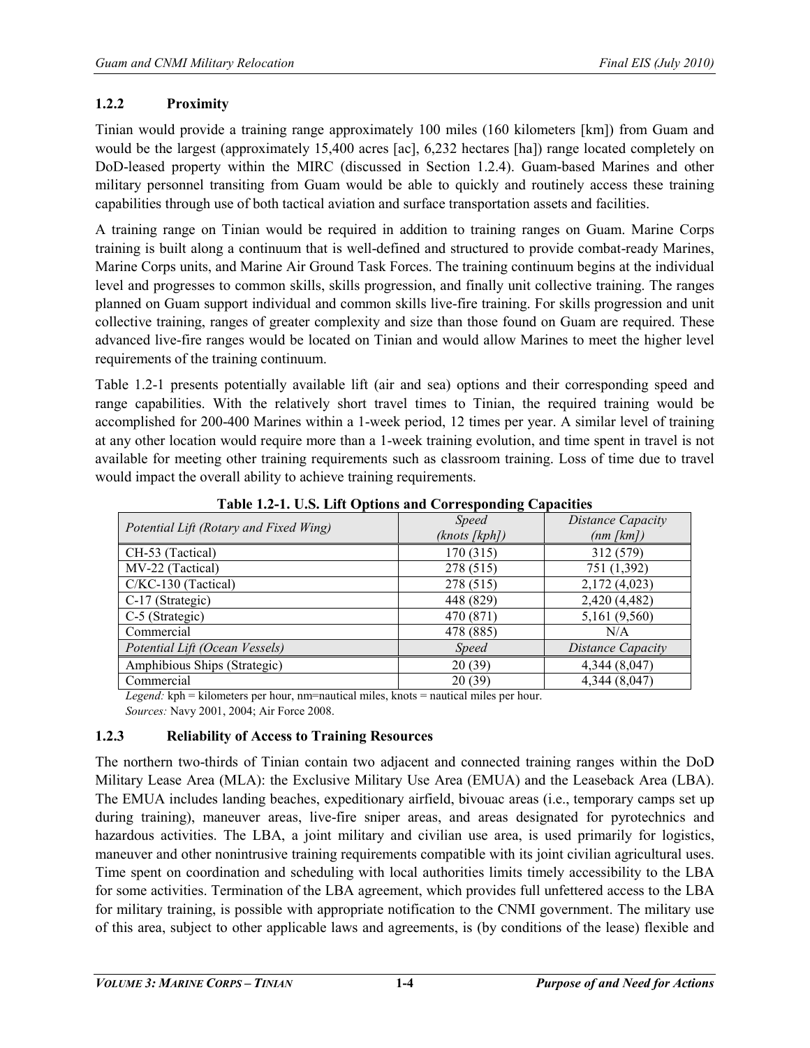### 1.2.2 Proximity

Tinian would provide a training range approximately 100 miles (160 kilometers [km]) from Guam and would be the largest (approximately 15,400 acres [ac], 6,232 hectares [ha]) range located completely on DoD-leased property within the MIRC (discussed in Section 1.2.4). Guam-based Marines and other military personnel transiting from Guam would be able to quickly and routinely access these training capabilities through use of both tactical aviation and surface transportation assets and facilities.

A training range on Tinian would be required in addition to training ranges on Guam. Marine Corps training is built along a continuum that is well-defined and structured to provide combat-ready Marines, Marine Corps units, and Marine Air Ground Task Forces. The training continuum begins at the individual level and progresses to common skills, skills progression, and finally unit collective training. The ranges planned on Guam support individual and common skills live-fire training. For skills progression and unit collective training, ranges of greater complexity and size than those found on Guam are required. These advanced live-fire ranges would be located on Tinian and would allow Marines to meet the higher level requirements of the training continuum.

Table 1.2-1 presents potentially available lift (air and sea) options and their corresponding speed and range capabilities. With the relatively short travel times to Tinian, the required training would be accomplished for 200-400 Marines within a 1-week period, 12 times per year. A similar level of training at any other location would require more than a 1-week training evolution, and time spent in travel is not available for meeting other training requirements such as classroom training. Loss of time due to travel would impact the overall ability to achieve training requirements.

**Table 1.2-1. U.S. Lift Options and Corresponding Capacities**

| *Potential Lift (Rotary and Fixed Wing)* | *Speed (knots [kph])* | *Distance Capacity (nm [km])* |
|---|---|---|
| CH-53 (Tactical) | 170 (315) | 312 (579) |
| MV-22 (Tactical) | 278 (515) | 751 (1,392) |
| C/KC-130 (Tactical) | 278 (515) | 2,172 (4,023) |
| C-17 (Strategic) | 448 (829) | 2,420 (4,482) |
| C-5 (Strategic) | 470 (871) | 5,161 (9,560) |
| Commercial | 478 (885) | N/A |
| *Potential Lift (Ocean Vessels)* | *Speed* | *Distance Capacity* |
| Amphibious Ships (Strategic) | 20 (39) | 4,344 (8,047) |
| Commercial | 20 (39) | 4,344 (8,047) |

*Legend:* kph = kilometers per hour, nm=nautical miles, knots = nautical miles per hour.
*Sources:* Navy 2001, 2004; Air Force 2008.

### 1.2.3 Reliability of Access to Training Resources

The northern two-thirds of Tinian contain two adjacent and connected training ranges within the DoD Military Lease Area (MLA): the Exclusive Military Use Area (EMUA) and the Leaseback Area (LBA). The EMUA includes landing beaches, expeditionary airfield, bivouac areas (i.e., temporary camps set up during training), maneuver areas, live-fire sniper areas, and areas designated for pyrotechnics and hazardous activities. The LBA, a joint military and civilian use area, is used primarily for logistics, maneuver and other nonintrusive training requirements compatible with its joint civilian agricultural uses. Time spent on coordination and scheduling with local authorities limits timely accessibility to the LBA for some activities. Termination of the LBA agreement, which provides full unfettered access to the LBA for military training, is possible with appropriate notification to the CNMI government. The military use of this area, subject to other applicable laws and agreements, is (by conditions of the lease) flexible and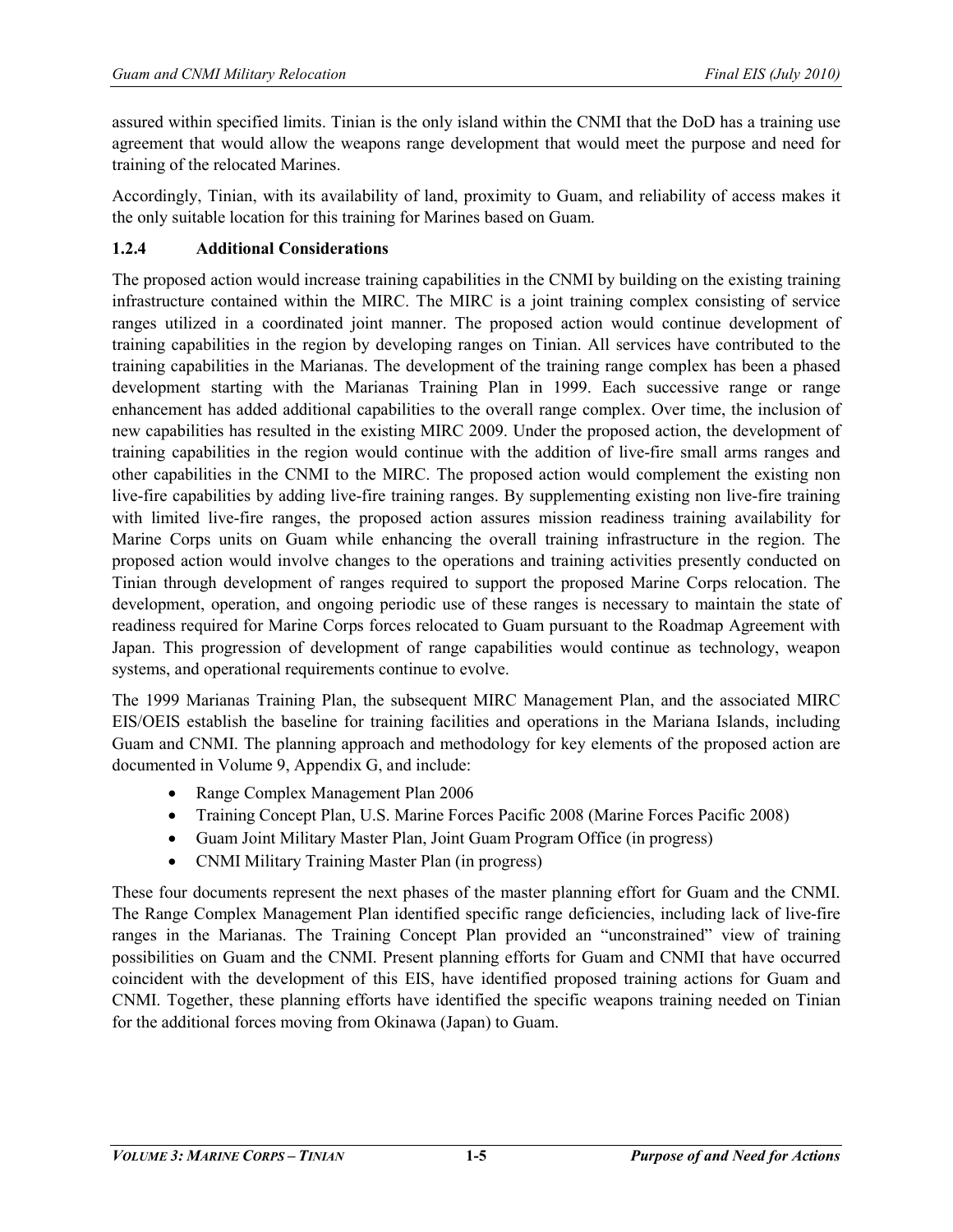assured within specified limits. Tinian is the only island within the CNMI that the DoD has a training use agreement that would allow the weapons range development that would meet the purpose and need for training of the relocated Marines.

Accordingly, Tinian, with its availability of land, proximity to Guam, and reliability of access makes it the only suitable location for this training for Marines based on Guam.

### 1.2.4 Additional Considerations

The proposed action would increase training capabilities in the CNMI by building on the existing training infrastructure contained within the MIRC. The MIRC is a joint training complex consisting of service ranges utilized in a coordinated joint manner. The proposed action would continue development of training capabilities in the region by developing ranges on Tinian. All services have contributed to the training capabilities in the Marianas. The development of the training range complex has been a phased development starting with the Marianas Training Plan in 1999. Each successive range or range enhancement has added additional capabilities to the overall range complex. Over time, the inclusion of new capabilities has resulted in the existing MIRC 2009. Under the proposed action, the development of training capabilities in the region would continue with the addition of live-fire small arms ranges and other capabilities in the CNMI to the MIRC. The proposed action would complement the existing non live-fire capabilities by adding live-fire training ranges. By supplementing existing non live-fire training with limited live-fire ranges, the proposed action assures mission readiness training availability for Marine Corps units on Guam while enhancing the overall training infrastructure in the region. The proposed action would involve changes to the operations and training activities presently conducted on Tinian through development of ranges required to support the proposed Marine Corps relocation. The development, operation, and ongoing periodic use of these ranges is necessary to maintain the state of readiness required for Marine Corps forces relocated to Guam pursuant to the Roadmap Agreement with Japan. This progression of development of range capabilities would continue as technology, weapon systems, and operational requirements continue to evolve.

The 1999 Marianas Training Plan, the subsequent MIRC Management Plan, and the associated MIRC EIS/OEIS establish the baseline for training facilities and operations in the Mariana Islands, including Guam and CNMI. The planning approach and methodology for key elements of the proposed action are documented in Volume 9, Appendix G, and include:

- Range Complex Management Plan 2006
- Training Concept Plan, U.S. Marine Forces Pacific 2008 (Marine Forces Pacific 2008)
- Guam Joint Military Master Plan, Joint Guam Program Office (in progress)
- CNMI Military Training Master Plan (in progress)

These four documents represent the next phases of the master planning effort for Guam and the CNMI. The Range Complex Management Plan identified specific range deficiencies, including lack of live-fire ranges in the Marianas. The Training Concept Plan provided an "unconstrained" view of training possibilities on Guam and the CNMI. Present planning efforts for Guam and CNMI that have occurred coincident with the development of this EIS, have identified proposed training actions for Guam and CNMI. Together, these planning efforts have identified the specific weapons training needed on Tinian for the additional forces moving from Okinawa (Japan) to Guam.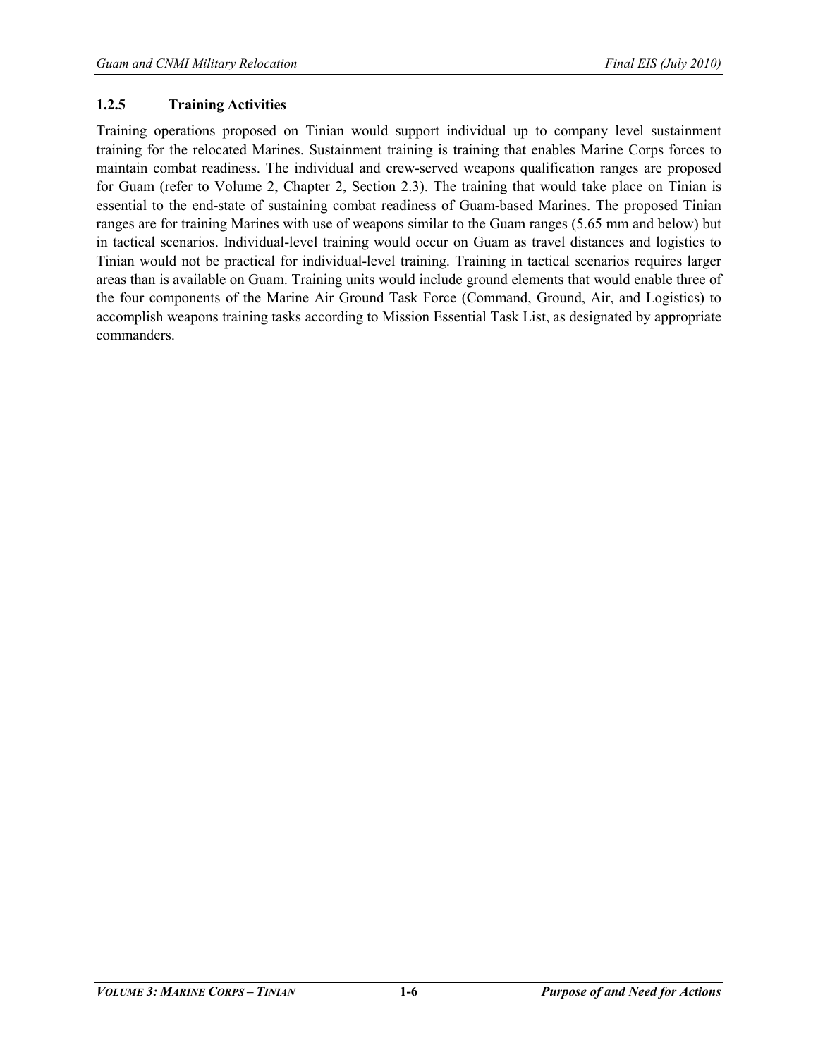### 1.2.5 Training Activities

Training operations proposed on Tinian would support individual up to company level sustainment training for the relocated Marines. Sustainment training is training that enables Marine Corps forces to maintain combat readiness. The individual and crew-served weapons qualification ranges are proposed for Guam (refer to Volume 2, Chapter 2, Section 2.3). The training that would take place on Tinian is essential to the end-state of sustaining combat readiness of Guam-based Marines. The proposed Tinian ranges are for training Marines with use of weapons similar to the Guam ranges (5.65 mm and below) but in tactical scenarios. Individual-level training would occur on Guam as travel distances and logistics to Tinian would not be practical for individual-level training. Training in tactical scenarios requires larger areas than is available on Guam. Training units would include ground elements that would enable three of the four components of the Marine Air Ground Task Force (Command, Ground, Air, and Logistics) to accomplish weapons training tasks according to Mission Essential Task List, as designated by appropriate commanders.